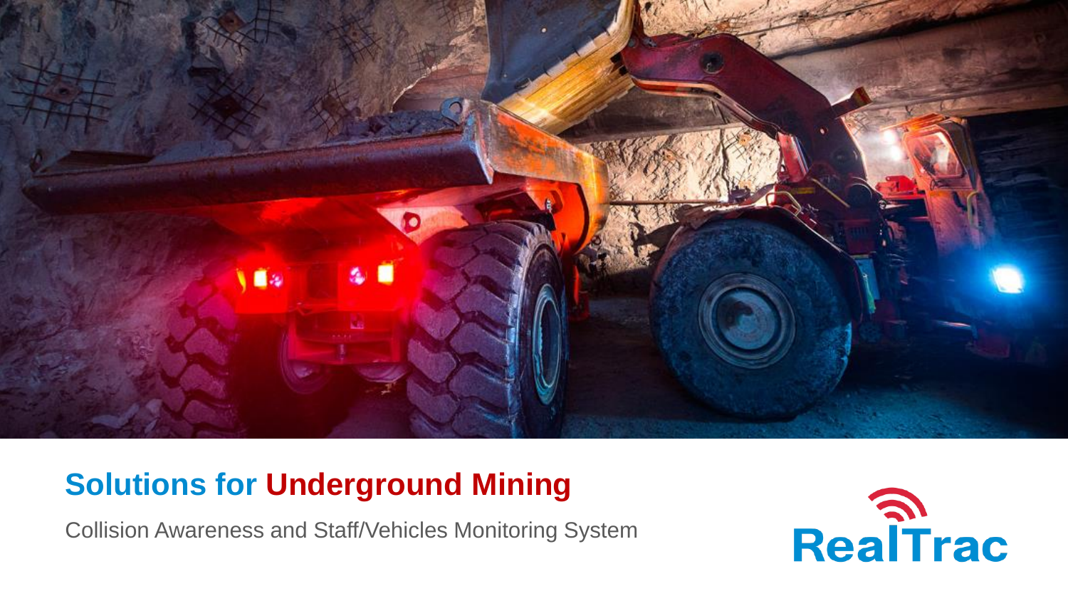# Solutions for Underground Mining

Collision Awareness and Staff/Vehicles Monitoring System

RealTrac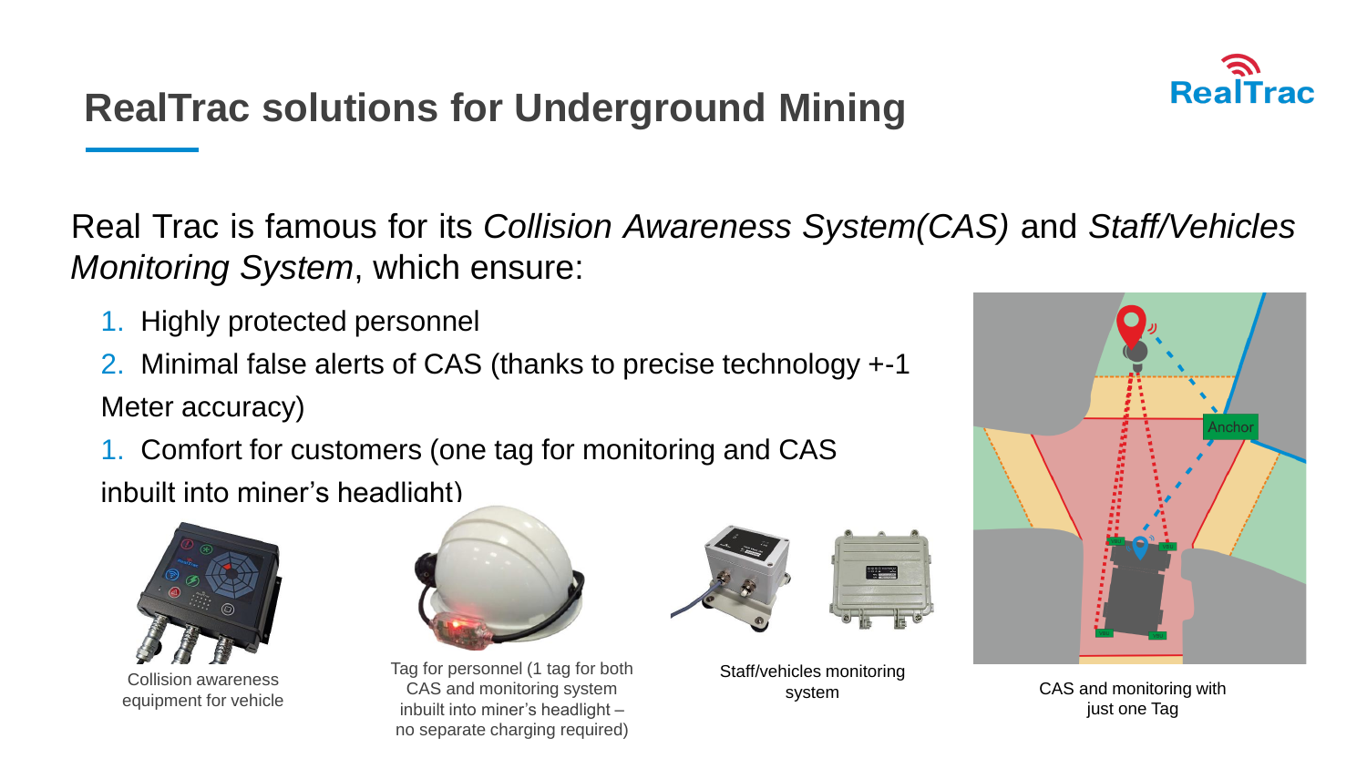# RealTrac solutions for Underground Mining

Real Trac is famous for its *Collision Awareness System(CAS)* and *Staff/Vehicles Monitoring System*, which ensure:

1. Highly protected personnel
2. Minimal false alerts of CAS (thanks to precise technology +-1 Meter accuracy)
1. Comfort for customers (one tag for monitoring and CAS inbuilt into miner's headlight)

Collision awareness equipment for vehicle

Tag for personnel (1 tag for both CAS and monitoring system inbuilt into miner's headlight – no separate charging required)

Staff/vehicles monitoring system

CAS and monitoring with just one Tag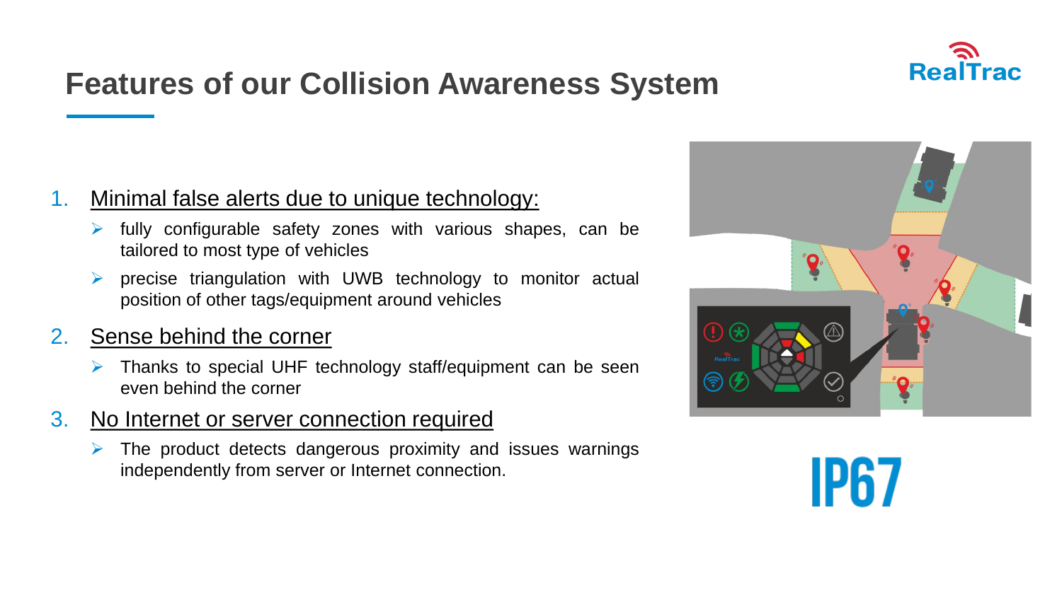# Features of our Collision Awareness System

1. <u>Minimal false alerts due to unique technology:</u>
   - fully configurable safety zones with various shapes, can be tailored to most type of vehicles
   - precise triangulation with UWB technology to monitor actual position of other tags/equipment around vehicles
2. <u>Sense behind the corner</u>
   - Thanks to special UHF technology staff/equipment can be seen even behind the corner
3. <u>No Internet or server connection required</u>
   - The product detects dangerous proximity and issues warnings independently from server or Internet connection.

IP67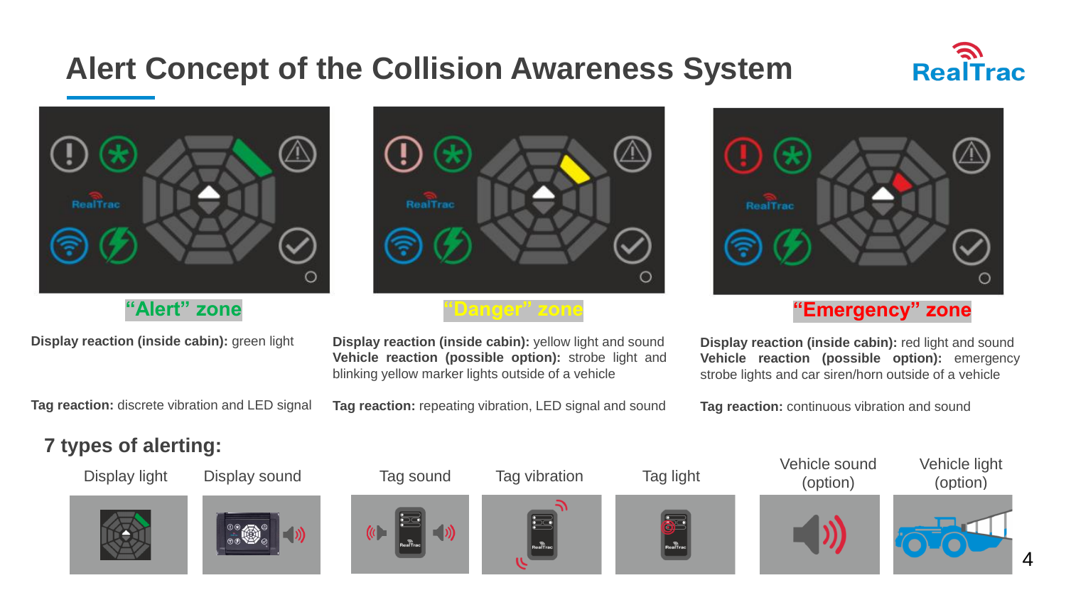# Alert Concept of the Collision Awareness System

**"Alert" zone**

**Display reaction (inside cabin):** green light

**Tag reaction:** discrete vibration and LED signal

**"Danger" zone**

**Display reaction (inside cabin):** yellow light and sound
**Vehicle reaction (possible option):** strobe light and blinking yellow marker lights outside of a vehicle

**Tag reaction:** repeating vibration, LED signal and sound

**"Emergency" zone**

**Display reaction (inside cabin):** red light and sound
**Vehicle reaction (possible option):** emergency strobe lights and car siren/horn outside of a vehicle

**Tag reaction:** continuous vibration and sound

## 7 types of alerting:

- Display light
- Display sound
- Tag sound
- Tag vibration
- Tag light
- Vehicle sound (option)
- Vehicle light (option)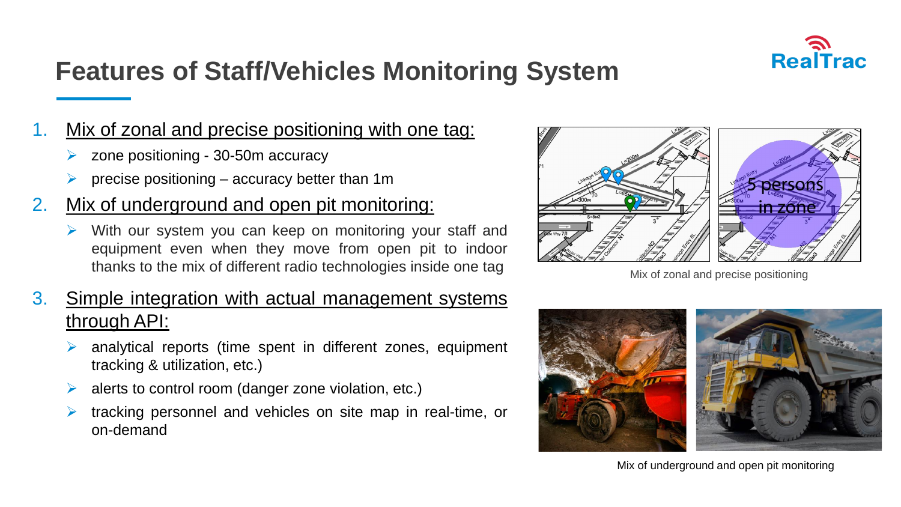# Features of Staff/Vehicles Monitoring System

1. Mix of zonal and precise positioning with one tag:
   - zone positioning - 30-50m accuracy
   - precise positioning – accuracy better than 1m
2. Mix of underground and open pit monitoring:
   - With our system you can keep on monitoring your staff and equipment even when they move from open pit to indoor thanks to the mix of different radio technologies inside one tag
3. Simple integration with actual management systems through API:
   - analytical reports (time spent in different zones, equipment tracking & utilization, etc.)
   - alerts to control room (danger zone violation, etc.)
   - tracking personnel and vehicles on site map in real-time, or on-demand

Mix of zonal and precise positioning

Mix of underground and open pit monitoring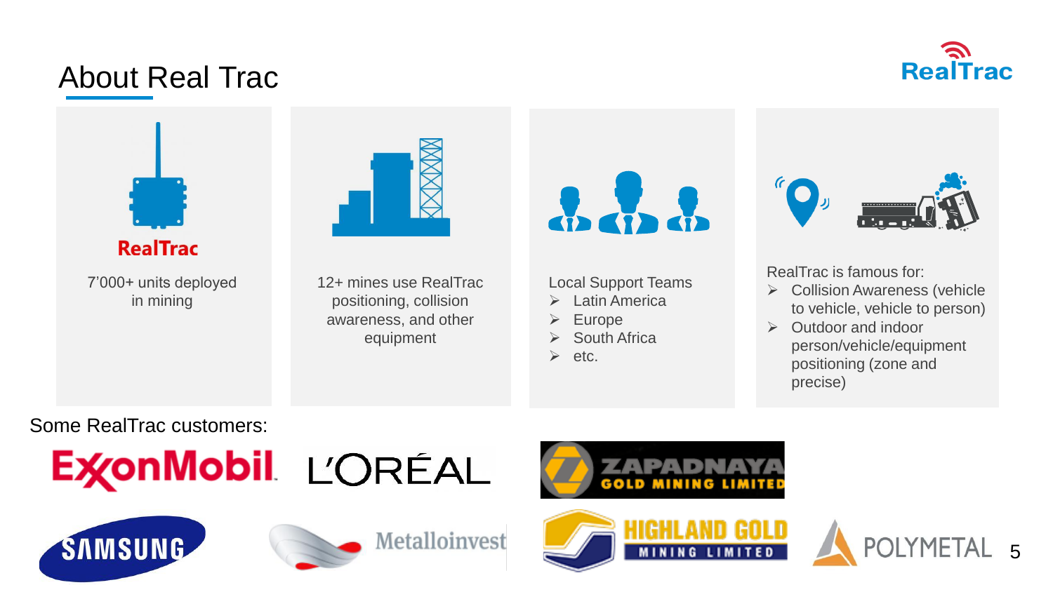# About Real Trac

RealTrac

7'000+ units deployed in mining

12+ mines use RealTrac positioning, collision awareness, and other equipment

Local Support Teams

- Latin America
- Europe
- South Africa
- etc.

RealTrac is famous for:

- Collision Awareness (vehicle to vehicle, vehicle to person)
- Outdoor and indoor person/vehicle/equipment positioning (zone and precise)

Some RealTrac customers:

ExxonMobil, L'ORÉAL, ZAPADNAYA GOLD MINING LIMITED, SAMSUNG, Metalloinvest, HIGHLAND GOLD MINING LIMITED, POLYMETAL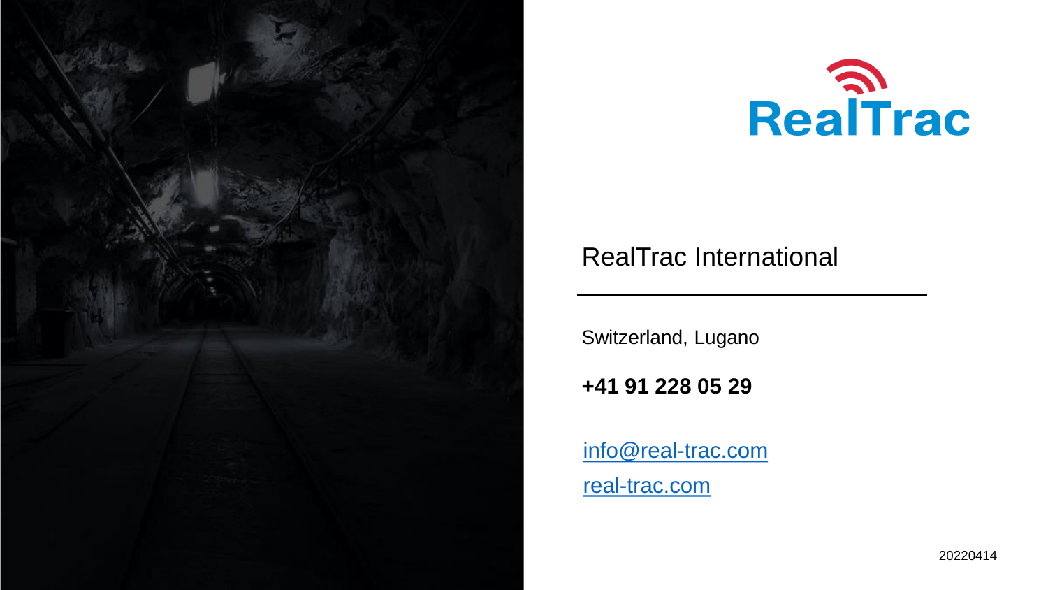RealTrac

# RealTrac International

Switzerland, Lugano

**+41 91 228 05 29**

[info@real-trac.com](mailto:info@real-trac.com)

[real-trac.com](https://real-trac.com)

20220414